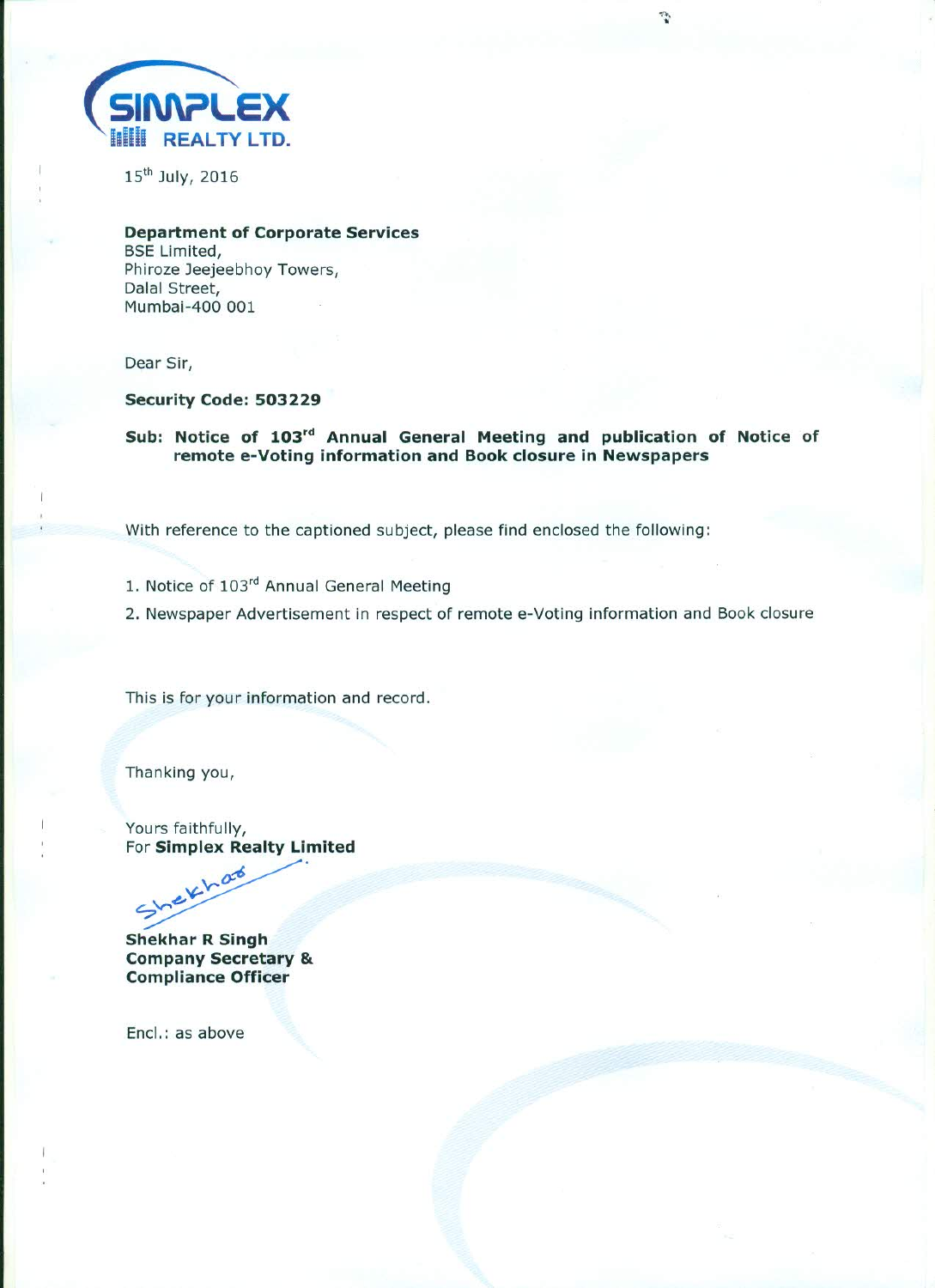SIMPLEX REALTY LTD.

15th July, 2016

**Department of Corporate Services**
BSE Limited,
Phiroze Jeejeebhoy Towers,
Dalal Street,
Mumbai-400 001

Dear Sir,

**Security Code: 503229**

**Sub: Notice of 103rd Annual General Meeting and publication of Notice of remote e-Voting information and Book closure in Newspapers**

With reference to the captioned subject, please find enclosed the following:

1. Notice of 103rd Annual General Meeting
2. Newspaper Advertisement in respect of remote e-Voting information and Book closure

This is for your information and record.

Thanking you,

Yours faithfully,
For **Simplex Realty Limited**

Shekhar

**Shekhar R Singh**
**Company Secretary &**
**Compliance Officer**

Encl.: as above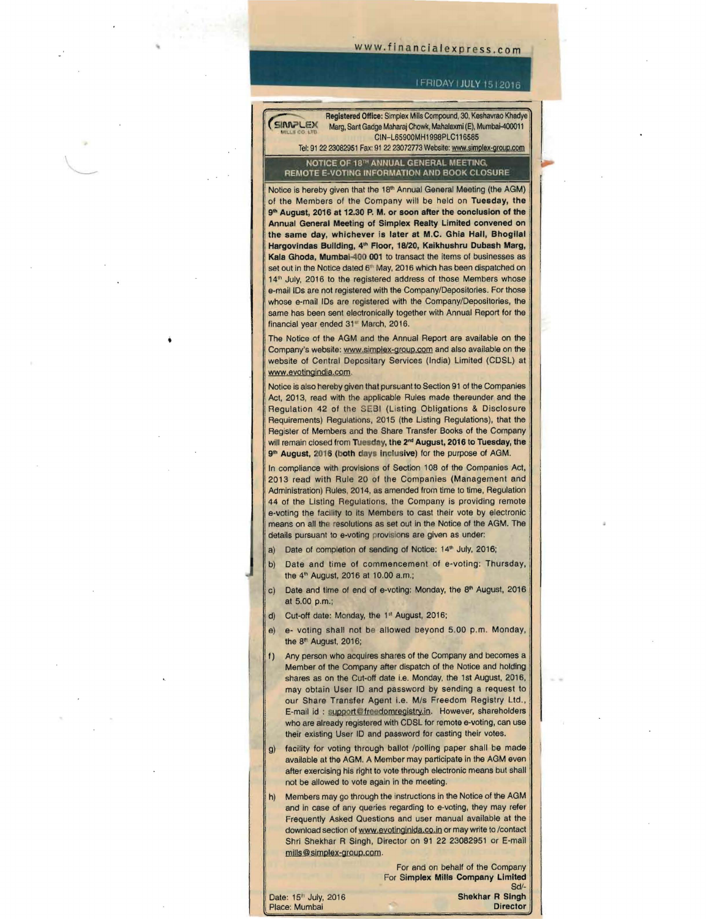**SIMPLEX MILLS CO. LTD**

**Registered Office:** Simplex Mills Compound, 30, Keshavrao Khadye Marg, Sant Gadge Maharaj Chowk, Mahalaxmi (E), Mumbai-400011
CIN-L65900MH1998PLC116585
Tel: 91 22 23082951 Fax: 91 22 23072773 Website: www.simplex-group.com

## NOTICE OF 18TH ANNUAL GENERAL MEETING, REMOTE E-VOTING INFORMATION AND BOOK CLOSURE

Notice is hereby given that the 18th Annual General Meeting (the AGM) of the Members of the Company will be held on **Tuesday, the 9th August, 2016 at 12.30 P. M. or soon after the conclusion of the Annual General Meeting of Simplex Realty Limited convened on the same day, whichever is later at M.C. Ghia Hall, Bhogilal Hargovindas Building, 4th Floor, 18/20, Kaikhushru Dubash Marg, Kala Ghoda, Mumbai-400 001** to transact the items of businesses as set out in the Notice dated 6th May, 2016 which has been dispatched on 14th July, 2016 to the registered address of those Members whose e-mail IDs are not registered with the Company/Depositories. For those whose e-mail IDs are registered with the Company/Depositories, the same has been sent electronically together with Annual Report for the financial year ended 31st March, 2016.

The Notice of the AGM and the Annual Report are available on the Company's website: www.simplex-group.com and also available on the website of Central Depositary Services (India) Limited (CDSL) at www.evotingindia.com.

Notice is also hereby given that pursuant to Section 91 of the Companies Act, 2013, read with the applicable Rules made thereunder and the Regulation 42 of the SEBI (Listing Obligations & Disclosure Requirements) Regulations, 2015 (the Listing Regulations), that the Register of Members and the Share Transfer Books of the Company will remain closed from **Tuesday, the 2nd August, 2016 to Tuesday, the 9th August, 2016 (both days inclusive)** for the purpose of AGM.

In compliance with provisions of Section 108 of the Companies Act, 2013 read with Rule 20 of the Companies (Management and Administration) Rules, 2014, as amended from time to time, Regulation 44 of the Listing Regulations, the Company is providing remote e-voting the facility to its Members to cast their vote by electronic means on all the resolutions as set out in the Notice of the AGM. The details pursuant to e-voting provisions are given as under:

a) Date of completion of sending of Notice: 14th July, 2016;

b) Date and time of commencement of e-voting: Thursday, the 4th August, 2016 at 10.00 a.m.;

c) Date and time of end of e-voting: Monday, the 8th August, 2016 at 5.00 p.m.;

d) Cut-off date: Monday, the 1st August, 2016;

e) e- voting shall not be allowed beyond 5.00 p.m. Monday, the 8th August, 2016;

f) Any person who acquires shares of the Company and becomes a Member of the Company after dispatch of the Notice and holding shares as on the Cut-off date i.e. Monday, the 1st August, 2016, may obtain User ID and password by sending a request to our Share Transfer Agent i.e. M/s Freedom Registry Ltd., E-mail id : support@freedomregistry.in. However, shareholders who are already registered with CDSL for remote e-voting, can use their existing User ID and password for casting their votes.

g) facility for voting through ballot /polling paper shall be made available at the AGM. A Member may participate in the AGM even after exercising his right to vote through electronic means but shall not be allowed to vote again in the meeting.

h) Members may go through the instructions in the Notice of the AGM and in case of any queries regarding to e-voting, they may refer Frequently Asked Questions and user manual available at the download section of www.evotinginida.co.in or may write to /contact Shri Shekhar R Singh, Director on 91 22 23082951 or E-mail mills@simplex-group.com.

For and on behalf of the Company
For **Simplex Mills Company Limited**
Sd/-
**Shekhar R Singh**
**Director**

Date: 15th July, 2016
Place: Mumbai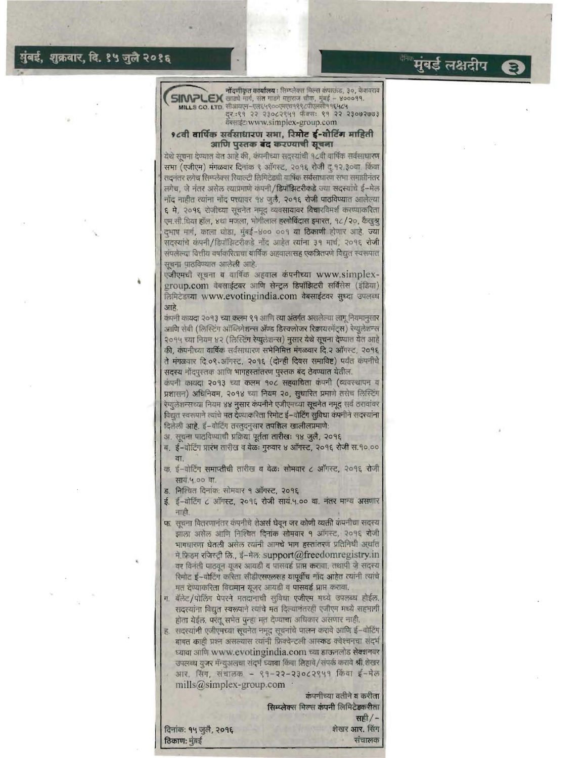**SIMPLEX MILLS CO. LTD.**

नोंदणीकृत कार्यालय: सिम्प्लेक्स मिल्स कंपाऊंड, ३०, केशवराव खाड्ये मार्ग, संत गाडगे महाराज चौक, मुंबई - ४०००११.
सीआयएन-एल६५९००एमएच१९९८पीएलसी११६५८५
दूर.:९१ २२ २३०८२९५१ फॅक्स: ९१ २२ २३०७२७७३
वेबसाईट:www.simplex-group.com

## १८वी वार्षिक सर्वसाधारण सभा, रिमोट ई-वोटिंग माहिती आणि पुस्तक बंद करण्याची सूचना

येथे सूचना देण्यात येत आहे की, कंपनीच्या सदस्यांची १८वी वार्षिक सर्वसाधारण सभा (एजीएम) मंगळवार दिनांक ९ ऑगस्ट, २०१६ रोजी दु.१२.३०वा. किंवा तदनंतर लगेच सिम्प्लेक्स रियाल्टी लिमिटेडची वार्षिक सर्वसाधारण सभा समाप्तीनंतर लगेच, जे नंतर असेल त्याप्रमाणे कंपनी/डिपॉझिटरीकडे ज्या सदस्यांचे ई-मेल नोंद नाहीत त्यांना नोंद पत्त्यावर १४ जुलै, २०१६ रोजी पाठविण्यात आलेल्या ६ मे, २०१६ रोजीच्या सूचनेत नमूद व्यवसायावर विचारविमर्श करण्याकरिता एम.सी.घिया हॉल, ४था मजला, भोगीलाल हरगोविंदास इमारत, १८/२०, कैखुश्रु दुभाष मार्ग, काला घोडा, मुंबई-४०० ००१ या ठिकाणी होणार आहे. ज्या सदस्यांचे कंपनी/डिपॉझिटरीकडे नोंद आहेत त्यांना ३१ मार्च, २०१६ रोजी संपलेल्या वित्तीय वर्षाकरिताचा वार्षिक अहवालासह एकत्रितपणे विद्युत स्वरुपात सूचना पाठविण्यात आलेली आहे.

एजीएमची सूचना व वार्षिक अहवाल कंपनीच्या www.simplex-group.com वेबसाईटवर आणि सेन्ट्रल डिपॉझिटरी सर्विसेस (इंडिया) लिमिटेडच्या www.evotingindia.com वेबसाईटवर सुध्दा उपलब्ध आहे.

कंपनी कायदा २०१३ च्या कलम ९१ आणि त्या अंतर्गत असलेल्या लागू नियमानुसार आणि सेबी (लिस्टिंग ऑब्लिगेशन्स ॲण्ड डिस्क्लोजर रिक्वायरमेंट्स) रेग्युलेशन्स २०१५ च्या नियम ४२ (लिस्टिंग रेग्युलेशन्स) नुसार येथे सूचना देण्यात येत आहे की, कंपनीच्या वार्षिक सर्वसाधारण सभेनिमित्त मंगळवार दि.२ ऑगस्ट, २०१६ ते मंगळवार दि.०९.ऑगस्ट, २०१६ (दोन्ही दिवस समाविष्ट) पर्यंत कंपनीचे सदस्य नोंदपुस्तक आणि भागहस्तांतरण पुस्तक बंद ठेवण्यात येतील.

कंपनी कायदा २०१३ च्या कलम १०८ सहवाचिता कंपनी (व्यवस्थापन व प्रशासन) अधिनियम, २०१४ च्या नियम २०, सुधारित प्रमाणे तसेच लिस्टिंग रेग्युलेशन्सच्या नियम ४४ नुसार कंपनीने एजीएमच्या सूचनेत नमूद सर्व ठरावांवर विद्युत स्वरुपाने त्यांचे मत देण्याकरिता रिमोट ई-वोटिंग सुविधा कंपनीने सदस्यांना दिलेली आहे. ई-वोटिंग तरतुदनुसार तपशिल खालीलप्रमाणे:

अ. सूचना पाठविण्याची प्रक्रिया पूर्तता तारीख: १४ जुलै, २०१६

ब. ई-वोटिंग प्रारंभ तारीख व वेळ: गुरुवार ४ ऑगस्ट, २०१६ रोजी स.१०.०० वा.

क. ई-वोटिंग समाप्तीची तारीख व वेळ: सोमवार ८ ऑगस्ट, २०१६ रोजी सायं.५.०० वा.

ड. निश्चित दिनांक: सोमवार १ ऑगस्ट, २०१६

ई. ई-वोटिंग ८ ऑगस्ट, २०१६ रोजी सायं.५.०० वा. नंतर मान्य असणार नाही.

फ. सूचना वितरणानंतर कंपनीचे शेअर्स घेवून जर कोणी व्यक्ती कंपनीचा सदस्य झाला असेल आणि निश्चित दिनांक सोमवार १ ऑगस्ट, २०१६ रोजी भागधारणा घेतली असेल त्यांनी आमचे भाग हस्तांतरण प्रतिनिधी अर्थात मे.फ्रिडम रजिस्ट्री लि., ई-मेल: support@freedomregistry.in वर विनंती पाठवून यूजर आयडी व पासवर्ड प्राप्त करावा. तथापी जे सदस्य रिमोट ई-वोटिंग करिता सीडीएसएलसह यापूर्वीच नोंद आहेत त्यांनी त्यांचे मत देण्याकरिता विद्यमान यूजर आयडी व पासवर्ड प्राप्त करावा.

ग. बॅलेट/पोलिंग पेपरने मतदानाची सुविधा एजीएम मध्ये उपलब्ध होईल. सदस्यांना विद्युत स्वरुपाने त्यांचे मत दिल्यानंतरही एजीएम मध्ये सहभागी होता येईल. परंतू सभेत पुन्हा मत देण्याचा अधिकार असणार नाही.

ह. सदस्यांनी एजीएमच्या सूचनेत नमूद सूचनांचे पालन करावे आणि ई-वोटिंग बाबत काही प्रश्न असल्यास त्यांनी फ्रिक्वेन्टली आस्कड क्वेश्चनचा संदर्भ घ्यावा आणि www.evotingindia.com च्या डाऊनलोड सेक्शनवर उपलब्ध युजर मॅन्युअलचा संदर्भ घ्यावा किंवा लिहावे/संपर्क करावे श्री.शेखर आर. सिंग, संचालक - ९१-२२-२३०८२९५१ किंवा ई-मेल mills@simplex-group.com

कंपनीच्या वतीने व करीता
सिम्प्लेक्स मिल्स कंपनी लिमिटेडकरीता
सही/-
शेखर आर. सिंग
संचालक

दिनांक: १५ जुलै, २०१६
ठिकाण: मुंबई